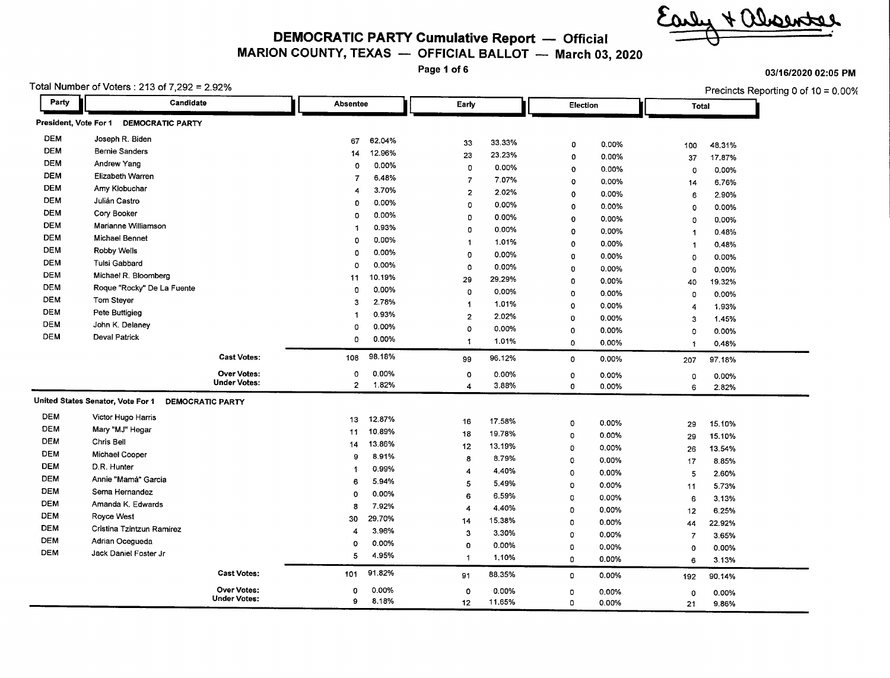Early + Absentee

# DEMOCRATIC PARTY Cumulative Report — Official
## MARION COUNTY, TEXAS — OFFICIAL BALLOT — March 03, 2020

03/16/2020 02:05 PM

Total Number of Voters : 213 of 7,292 = 2.92%

Precincts Reporting 0 of 10 = 0.00%

**President, Vote For 1 DEMOCRATIC PARTY**

| Party | Candidate | Absentee | | Early | | Election | | Total | |
|---|---|---|---|---|---|---|---|---|---|
| DEM | Joseph R. Biden | 67 | 62.04% | 33 | 33.33% | 0 | 0.00% | 100 | 48.31% |
| DEM | Bernie Sanders | 14 | 12.96% | 23 | 23.23% | 0 | 0.00% | 37 | 17.87% |
| DEM | Andrew Yang | 0 | 0.00% | 0 | 0.00% | 0 | 0.00% | 0 | 0.00% |
| DEM | Elizabeth Warren | 7 | 6.48% | 7 | 7.07% | 0 | 0.00% | 14 | 6.76% |
| DEM | Amy Klobuchar | 4 | 3.70% | 2 | 2.02% | 0 | 0.00% | 6 | 2.90% |
| DEM | Julián Castro | 0 | 0.00% | 0 | 0.00% | 0 | 0.00% | 0 | 0.00% |
| DEM | Cory Booker | 0 | 0.00% | 0 | 0.00% | 0 | 0.00% | 0 | 0.00% |
| DEM | Marianne Williamson | 1 | 0.93% | 0 | 0.00% | 0 | 0.00% | 1 | 0.48% |
| DEM | Michael Bennet | 0 | 0.00% | 1 | 1.01% | 0 | 0.00% | 1 | 0.48% |
| DEM | Robby Wells | 0 | 0.00% | 0 | 0.00% | 0 | 0.00% | 0 | 0.00% |
| DEM | Tulsi Gabbard | 0 | 0.00% | 0 | 0.00% | 0 | 0.00% | 0 | 0.00% |
| DEM | Michael R. Bloomberg | 11 | 10.19% | 29 | 29.29% | 0 | 0.00% | 40 | 19.32% |
| DEM | Roque "Rocky" De La Fuente | 0 | 0.00% | 0 | 0.00% | 0 | 0.00% | 0 | 0.00% |
| DEM | Tom Steyer | 3 | 2.78% | 1 | 1.01% | 0 | 0.00% | 4 | 1.93% |
| DEM | Pete Buttigieg | 1 | 0.93% | 2 | 2.02% | 0 | 0.00% | 3 | 1.45% |
| DEM | John K. Delaney | 0 | 0.00% | 0 | 0.00% | 0 | 0.00% | 0 | 0.00% |
| DEM | Deval Patrick | 0 | 0.00% | 1 | 1.01% | 0 | 0.00% | 1 | 0.48% |
| | **Cast Votes:** | 108 | 98.18% | 99 | 96.12% | 0 | 0.00% | 207 | 97.18% |
| | **Over Votes:** | 0 | 0.00% | 0 | 0.00% | 0 | 0.00% | 0 | 0.00% |
| | **Under Votes:** | 2 | 1.82% | 4 | 3.88% | 0 | 0.00% | 6 | 2.82% |

**United States Senator, Vote For 1 DEMOCRATIC PARTY**

| Party | Candidate | Absentee | | Early | | Election | | Total | |
|---|---|---|---|---|---|---|---|---|---|
| DEM | Victor Hugo Harris | 13 | 12.87% | 16 | 17.58% | 0 | 0.00% | 29 | 15.10% |
| DEM | Mary "MJ" Hegar | 11 | 10.89% | 18 | 19.78% | 0 | 0.00% | 29 | 15.10% |
| DEM | Chris Bell | 14 | 13.86% | 12 | 13.19% | 0 | 0.00% | 26 | 13.54% |
| DEM | Michael Cooper | 9 | 8.91% | 8 | 8.79% | 0 | 0.00% | 17 | 8.85% |
| DEM | D.R. Hunter | 1 | 0.99% | 4 | 4.40% | 0 | 0.00% | 5 | 2.60% |
| DEM | Annie "Mamá" Garcia | 6 | 5.94% | 5 | 5.49% | 0 | 0.00% | 11 | 5.73% |
| DEM | Sema Hernandez | 0 | 0.00% | 6 | 6.59% | 0 | 0.00% | 6 | 3.13% |
| DEM | Amanda K. Edwards | 8 | 7.92% | 4 | 4.40% | 0 | 0.00% | 12 | 6.25% |
| DEM | Royce West | 30 | 29.70% | 14 | 15.38% | 0 | 0.00% | 44 | 22.92% |
| DEM | Cristina Tzintzun Ramirez | 4 | 3.96% | 3 | 3.30% | 0 | 0.00% | 7 | 3.65% |
| DEM | Adrian Ocegueda | 0 | 0.00% | 0 | 0.00% | 0 | 0.00% | 0 | 0.00% |
| DEM | Jack Daniel Foster Jr | 5 | 4.95% | 1 | 1.10% | 0 | 0.00% | 6 | 3.13% |
| | **Cast Votes:** | 101 | 91.82% | 91 | 88.35% | 0 | 0.00% | 192 | 90.14% |
| | **Over Votes:** | 0 | 0.00% | 0 | 0.00% | 0 | 0.00% | 0 | 0.00% |
| | **Under Votes:** | 9 | 8.18% | 12 | 11.65% | 0 | 0.00% | 21 | 9.86% |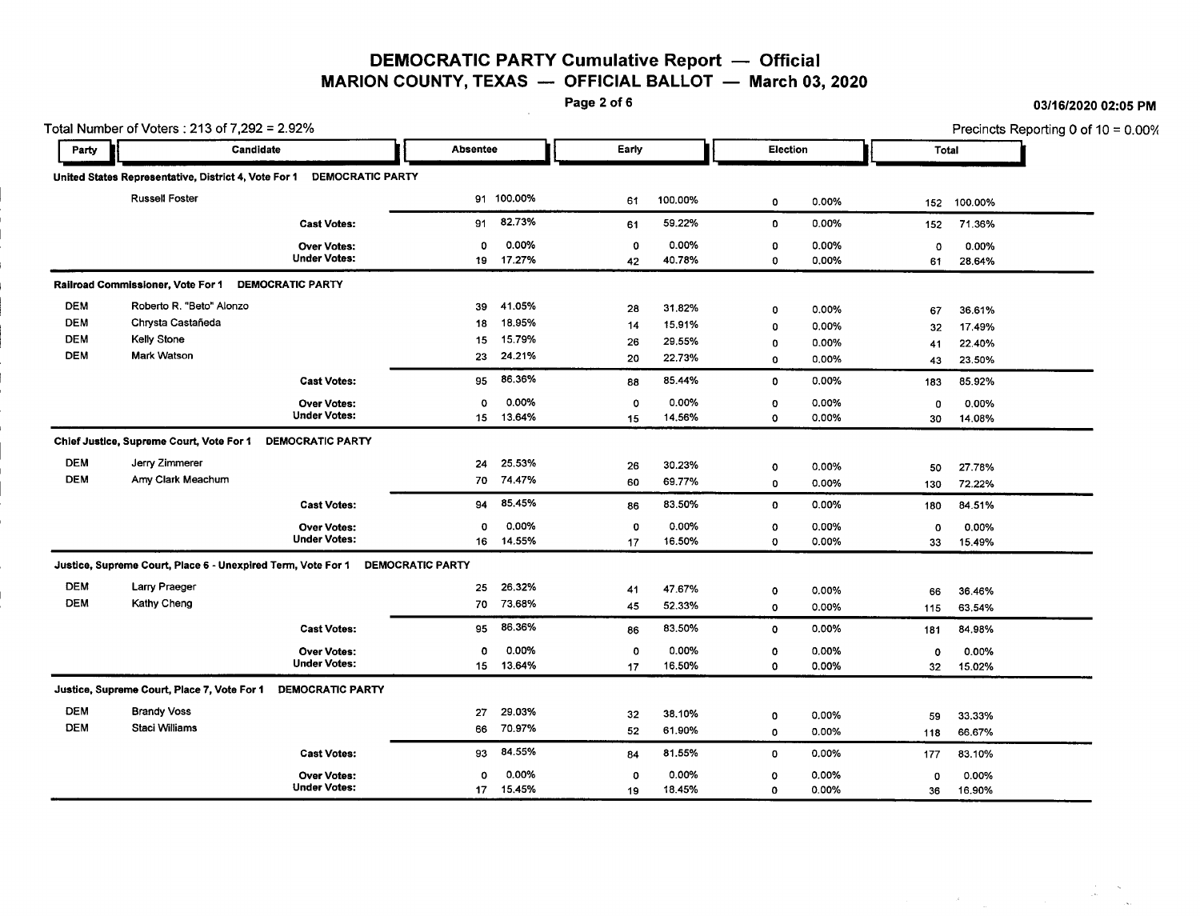# DEMOCRATIC PARTY Cumulative Report — Official
## MARION COUNTY, TEXAS — OFFICIAL BALLOT — March 03, 2020

03/16/2020 02:05 PM

Total Number of Voters : 213 of 7,292 = 2.92%

Precincts Reporting 0 of 10 = 0.00%

| Party | Candidate | Absentee | | Early | | Election | | Total | |
|---|---|---|---|---|---|---|---|---|---|
| **United States Representative, District 4, Vote For 1 DEMOCRATIC PARTY** | | | | | | | | | |
| | Russell Foster | 91 | 100.00% | 61 | 100.00% | 0 | 0.00% | 152 | 100.00% |
| | **Cast Votes:** | 91 | 82.73% | 61 | 59.22% | 0 | 0.00% | 152 | 71.36% |
| | **Over Votes:** | 0 | 0.00% | 0 | 0.00% | 0 | 0.00% | 0 | 0.00% |
| | **Under Votes:** | 19 | 17.27% | 42 | 40.78% | 0 | 0.00% | 61 | 28.64% |
| **Railroad Commissioner, Vote For 1 DEMOCRATIC PARTY** | | | | | | | | | |
| DEM | Roberto R. "Beto" Alonzo | 39 | 41.05% | 28 | 31.82% | 0 | 0.00% | 67 | 36.61% |
| DEM | Chrysta Castañeda | 18 | 18.95% | 14 | 15.91% | 0 | 0.00% | 32 | 17.49% |
| DEM | Kelly Stone | 15 | 15.79% | 26 | 29.55% | 0 | 0.00% | 41 | 22.40% |
| DEM | Mark Watson | 23 | 24.21% | 20 | 22.73% | 0 | 0.00% | 43 | 23.50% |
| | **Cast Votes:** | 95 | 86.36% | 88 | 85.44% | 0 | 0.00% | 183 | 85.92% |
| | **Over Votes:** | 0 | 0.00% | 0 | 0.00% | 0 | 0.00% | 0 | 0.00% |
| | **Under Votes:** | 15 | 13.64% | 15 | 14.56% | 0 | 0.00% | 30 | 14.08% |
| **Chief Justice, Supreme Court, Vote For 1 DEMOCRATIC PARTY** | | | | | | | | | |
| DEM | Jerry Zimmerer | 24 | 25.53% | 26 | 30.23% | 0 | 0.00% | 50 | 27.78% |
| DEM | Amy Clark Meachum | 70 | 74.47% | 60 | 69.77% | 0 | 0.00% | 130 | 72.22% |
| | **Cast Votes:** | 94 | 85.45% | 86 | 83.50% | 0 | 0.00% | 180 | 84.51% |
| | **Over Votes:** | 0 | 0.00% | 0 | 0.00% | 0 | 0.00% | 0 | 0.00% |
| | **Under Votes:** | 16 | 14.55% | 17 | 16.50% | 0 | 0.00% | 33 | 15.49% |
| **Justice, Supreme Court, Place 6 - Unexpired Term, Vote For 1 DEMOCRATIC PARTY** | | | | | | | | | |
| DEM | Larry Praeger | 25 | 26.32% | 41 | 47.67% | 0 | 0.00% | 66 | 36.46% |
| DEM | Kathy Cheng | 70 | 73.68% | 45 | 52.33% | 0 | 0.00% | 115 | 63.54% |
| | **Cast Votes:** | 95 | 86.36% | 86 | 83.50% | 0 | 0.00% | 181 | 84.98% |
| | **Over Votes:** | 0 | 0.00% | 0 | 0.00% | 0 | 0.00% | 0 | 0.00% |
| | **Under Votes:** | 15 | 13.64% | 17 | 16.50% | 0 | 0.00% | 32 | 15.02% |
| **Justice, Supreme Court, Place 7, Vote For 1 DEMOCRATIC PARTY** | | | | | | | | | |
| DEM | Brandy Voss | 27 | 29.03% | 32 | 38.10% | 0 | 0.00% | 59 | 33.33% |
| DEM | Staci Williams | 66 | 70.97% | 52 | 61.90% | 0 | 0.00% | 118 | 66.67% |
| | **Cast Votes:** | 93 | 84.55% | 84 | 81.55% | 0 | 0.00% | 177 | 83.10% |
| | **Over Votes:** | 0 | 0.00% | 0 | 0.00% | 0 | 0.00% | 0 | 0.00% |
| | **Under Votes:** | 17 | 15.45% | 19 | 18.45% | 0 | 0.00% | 36 | 16.90% |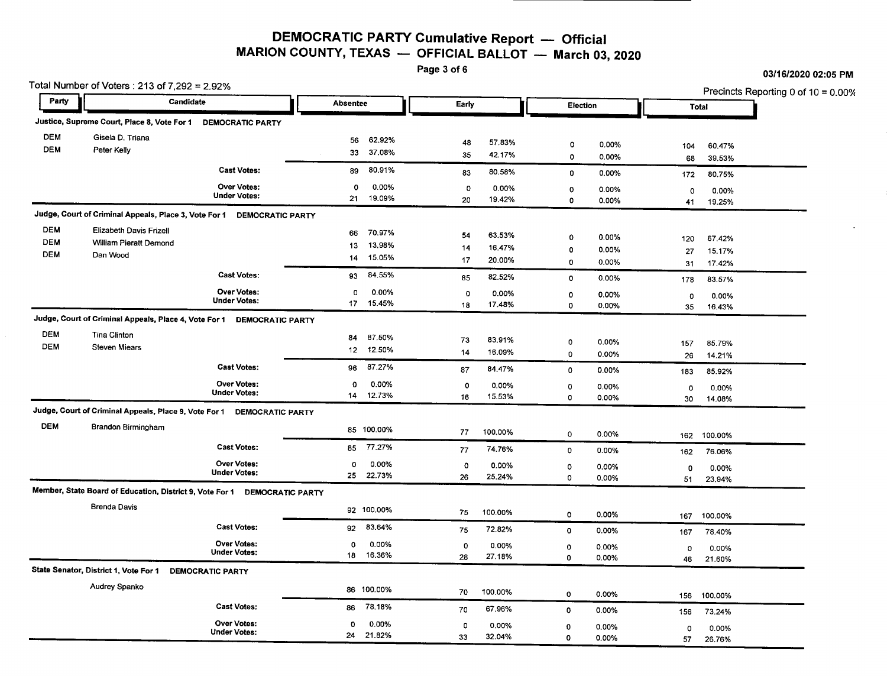# DEMOCRATIC PARTY Cumulative Report — Official
## MARION COUNTY, TEXAS — OFFICIAL BALLOT — March 03, 2020

03/16/2020 02:05 PM

Total Number of Voters : 213 of 7,292 = 2.92%

Precincts Reporting 0 of 10 = 0.00%

**Justice, Supreme Court, Place 8, Vote For 1 DEMOCRATIC PARTY**

| Party | Candidate | Absentee | | Early | | Election | | Total | |
|---|---|---|---|---|---|---|---|---|---|
| DEM | Gisela D. Triana | 56 | 62.92% | 48 | 57.83% | 0 | 0.00% | 104 | 60.47% |
| DEM | Peter Kelly | 33 | 37.08% | 35 | 42.17% | 0 | 0.00% | 68 | 39.53% |
| | Cast Votes: | 89 | 80.91% | 83 | 80.58% | 0 | 0.00% | 172 | 80.75% |
| | Over Votes: | 0 | 0.00% | 0 | 0.00% | 0 | 0.00% | 0 | 0.00% |
| | Under Votes: | 21 | 19.09% | 20 | 19.42% | 0 | 0.00% | 41 | 19.25% |

**Judge, Court of Criminal Appeals, Place 3, Vote For 1 DEMOCRATIC PARTY**

| Party | Candidate | Absentee | | Early | | Election | | Total | |
|---|---|---|---|---|---|---|---|---|---|
| DEM | Elizabeth Davis Frizell | 66 | 70.97% | 54 | 63.53% | 0 | 0.00% | 120 | 67.42% |
| DEM | William Pieratt Demond | 13 | 13.98% | 14 | 16.47% | 0 | 0.00% | 27 | 15.17% |
| DEM | Dan Wood | 14 | 15.05% | 17 | 20.00% | 0 | 0.00% | 31 | 17.42% |
| | Cast Votes: | 93 | 84.55% | 85 | 82.52% | 0 | 0.00% | 178 | 83.57% |
| | Over Votes: | 0 | 0.00% | 0 | 0.00% | 0 | 0.00% | 0 | 0.00% |
| | Under Votes: | 17 | 15.45% | 18 | 17.48% | 0 | 0.00% | 35 | 16.43% |

**Judge, Court of Criminal Appeals, Place 4, Vote For 1 DEMOCRATIC PARTY**

| Party | Candidate | Absentee | | Early | | Election | | Total | |
|---|---|---|---|---|---|---|---|---|---|
| DEM | Tina Clinton | 84 | 87.50% | 73 | 83.91% | 0 | 0.00% | 157 | 85.79% |
| DEM | Steven Miears | 12 | 12.50% | 14 | 16.09% | 0 | 0.00% | 26 | 14.21% |
| | Cast Votes: | 96 | 87.27% | 87 | 84.47% | 0 | 0.00% | 183 | 85.92% |
| | Over Votes: | 0 | 0.00% | 0 | 0.00% | 0 | 0.00% | 0 | 0.00% |
| | Under Votes: | 14 | 12.73% | 16 | 15.53% | 0 | 0.00% | 30 | 14.08% |

**Judge, Court of Criminal Appeals, Place 9, Vote For 1 DEMOCRATIC PARTY**

| Party | Candidate | Absentee | | Early | | Election | | Total | |
|---|---|---|---|---|---|---|---|---|---|
| DEM | Brandon Birmingham | 85 | 100.00% | 77 | 100.00% | 0 | 0.00% | 162 | 100.00% |
| | Cast Votes: | 85 | 77.27% | 77 | 74.76% | 0 | 0.00% | 162 | 76.06% |
| | Over Votes: | 0 | 0.00% | 0 | 0.00% | 0 | 0.00% | 0 | 0.00% |
| | Under Votes: | 25 | 22.73% | 26 | 25.24% | 0 | 0.00% | 51 | 23.94% |

**Member, State Board of Education, District 9, Vote For 1 DEMOCRATIC PARTY**

| Party | Candidate | Absentee | | Early | | Election | | Total | |
|---|---|---|---|---|---|---|---|---|---|
| | Brenda Davis | 92 | 100.00% | 75 | 100.00% | 0 | 0.00% | 167 | 100.00% |
| | Cast Votes: | 92 | 83.64% | 75 | 72.82% | 0 | 0.00% | 167 | 78.40% |
| | Over Votes: | 0 | 0.00% | 0 | 0.00% | 0 | 0.00% | 0 | 0.00% |
| | Under Votes: | 18 | 16.36% | 28 | 27.18% | 0 | 0.00% | 46 | 21.60% |

**State Senator, District 1, Vote For 1 DEMOCRATIC PARTY**

| Party | Candidate | Absentee | | Early | | Election | | Total | |
|---|---|---|---|---|---|---|---|---|---|
| | Audrey Spanko | 86 | 100.00% | 70 | 100.00% | 0 | 0.00% | 156 | 100.00% |
| | Cast Votes: | 86 | 78.18% | 70 | 67.96% | 0 | 0.00% | 156 | 73.24% |
| | Over Votes: | 0 | 0.00% | 0 | 0.00% | 0 | 0.00% | 0 | 0.00% |
| | Under Votes: | 24 | 21.82% | 33 | 32.04% | 0 | 0.00% | 57 | 26.76% |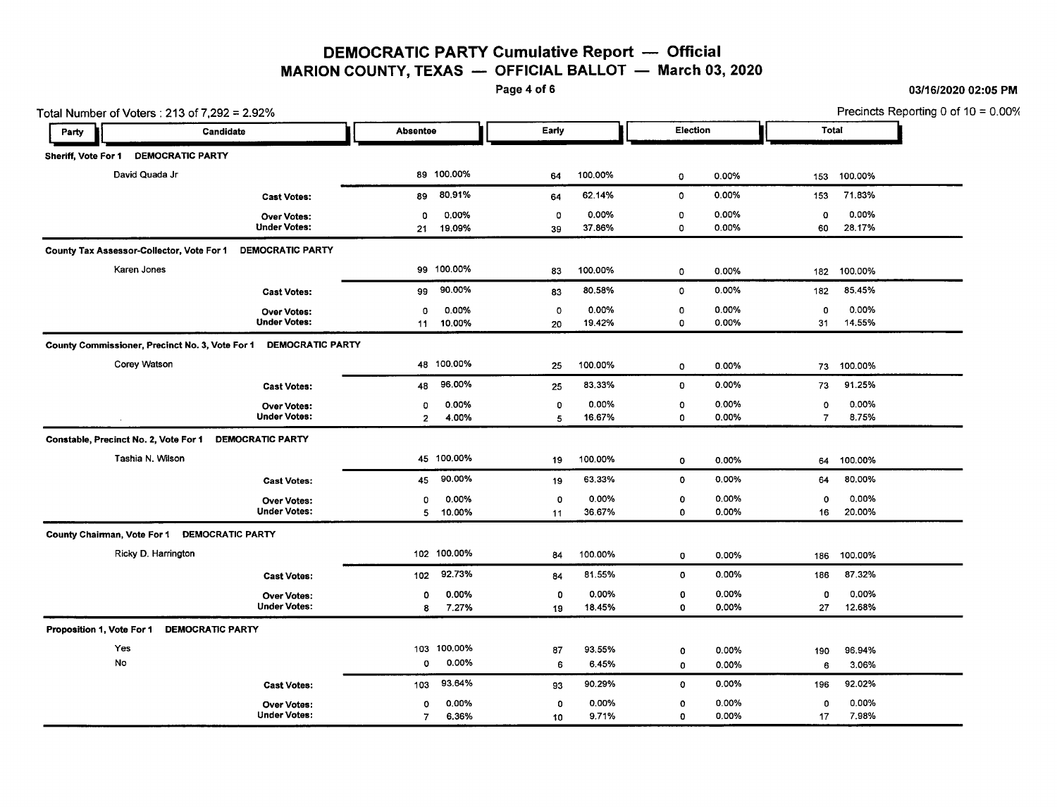# DEMOCRATIC PARTY Cumulative Report — Official

## MARION COUNTY, TEXAS — OFFICIAL BALLOT — March 03, 2020

03/16/2020 02:05 PM

Total Number of Voters : 213 of 7,292 = 2.92%

Precincts Reporting 0 of 10 = 0.00%

| Party | Candidate | Absentee | | Early | | Election | | Total | |
|---|---|---|---|---|---|---|---|---|---|
| **Sheriff, Vote For 1 DEMOCRATIC PARTY** | | | | | | | | | |
| | David Quada Jr | 89 | 100.00% | 64 | 100.00% | 0 | 0.00% | 153 | 100.00% |
| | **Cast Votes:** | 89 | 80.91% | 64 | 62.14% | 0 | 0.00% | 153 | 71.83% |
| | **Over Votes:** | 0 | 0.00% | 0 | 0.00% | 0 | 0.00% | 0 | 0.00% |
| | **Under Votes:** | 21 | 19.09% | 39 | 37.86% | 0 | 0.00% | 60 | 28.17% |
| **County Tax Assessor-Collector, Vote For 1 DEMOCRATIC PARTY** | | | | | | | | | |
| | Karen Jones | 99 | 100.00% | 83 | 100.00% | 0 | 0.00% | 182 | 100.00% |
| | **Cast Votes:** | 99 | 90.00% | 83 | 80.58% | 0 | 0.00% | 182 | 85.45% |
| | **Over Votes:** | 0 | 0.00% | 0 | 0.00% | 0 | 0.00% | 0 | 0.00% |
| | **Under Votes:** | 11 | 10.00% | 20 | 19.42% | 0 | 0.00% | 31 | 14.55% |
| **County Commissioner, Precinct No. 3, Vote For 1 DEMOCRATIC PARTY** | | | | | | | | | |
| | Corey Watson | 48 | 100.00% | 25 | 100.00% | 0 | 0.00% | 73 | 100.00% |
| | **Cast Votes:** | 48 | 96.00% | 25 | 83.33% | 0 | 0.00% | 73 | 91.25% |
| | **Over Votes:** | 0 | 0.00% | 0 | 0.00% | 0 | 0.00% | 0 | 0.00% |
| | **Under Votes:** | 2 | 4.00% | 5 | 16.67% | 0 | 0.00% | 7 | 8.75% |
| **Constable, Precinct No. 2, Vote For 1 DEMOCRATIC PARTY** | | | | | | | | | |
| | Tashia N. Wilson | 45 | 100.00% | 19 | 100.00% | 0 | 0.00% | 64 | 100.00% |
| | **Cast Votes:** | 45 | 90.00% | 19 | 63.33% | 0 | 0.00% | 64 | 80.00% |
| | **Over Votes:** | 0 | 0.00% | 0 | 0.00% | 0 | 0.00% | 0 | 0.00% |
| | **Under Votes:** | 5 | 10.00% | 11 | 36.67% | 0 | 0.00% | 16 | 20.00% |
| **County Chairman, Vote For 1 DEMOCRATIC PARTY** | | | | | | | | | |
| | Ricky D. Harrington | 102 | 100.00% | 84 | 100.00% | 0 | 0.00% | 186 | 100.00% |
| | **Cast Votes:** | 102 | 92.73% | 84 | 81.55% | 0 | 0.00% | 186 | 87.32% |
| | **Over Votes:** | 0 | 0.00% | 0 | 0.00% | 0 | 0.00% | 0 | 0.00% |
| | **Under Votes:** | 8 | 7.27% | 19 | 18.45% | 0 | 0.00% | 27 | 12.68% |
| **Proposition 1, Vote For 1 DEMOCRATIC PARTY** | | | | | | | | | |
| | Yes | 103 | 100.00% | 87 | 93.55% | 0 | 0.00% | 190 | 96.94% |
| | No | 0 | 0.00% | 6 | 6.45% | 0 | 0.00% | 6 | 3.06% |
| | **Cast Votes:** | 103 | 93.64% | 93 | 90.29% | 0 | 0.00% | 196 | 92.02% |
| | **Over Votes:** | 0 | 0.00% | 0 | 0.00% | 0 | 0.00% | 0 | 0.00% |
| | **Under Votes:** | 7 | 6.36% | 10 | 9.71% | 0 | 0.00% | 17 | 7.98% |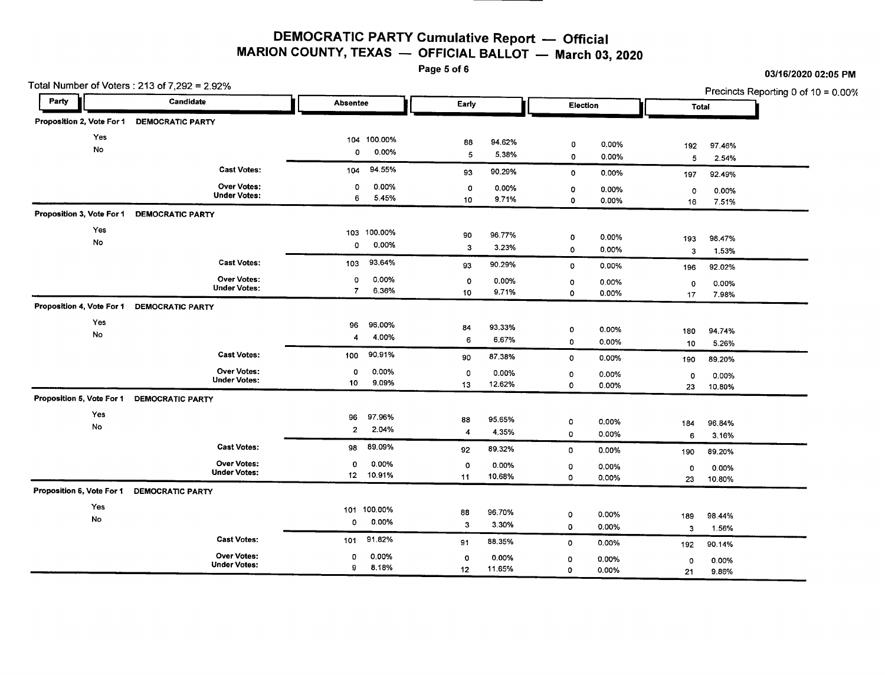# DEMOCRATIC PARTY Cumulative Report — Official
## MARION COUNTY, TEXAS — OFFICIAL BALLOT — March 03, 2020

03/16/2020 02:05 PM

Total Number of Voters : 213 of 7,292 = 2.92%

Precincts Reporting 0 of 10 = 0.00%

| Party | Candidate | Absentee | | Early | | Election | | Total | |
|---|---|---|---|---|---|---|---|---|---|
| **Proposition 2, Vote For 1** | **DEMOCRATIC PARTY** | | | | | | | | |
| Yes | | 104 | 100.00% | 88 | 94.62% | 0 | 0.00% | 192 | 97.46% |
| No | | 0 | 0.00% | 5 | 5.38% | 0 | 0.00% | 5 | 2.54% |
| | **Cast Votes:** | 104 | 94.55% | 93 | 90.29% | 0 | 0.00% | 197 | 92.49% |
| | **Over Votes:** | 0 | 0.00% | 0 | 0.00% | 0 | 0.00% | 0 | 0.00% |
| | **Under Votes:** | 6 | 5.45% | 10 | 9.71% | 0 | 0.00% | 16 | 7.51% |
| **Proposition 3, Vote For 1** | **DEMOCRATIC PARTY** | | | | | | | | |
| Yes | | 103 | 100.00% | 90 | 96.77% | 0 | 0.00% | 193 | 98.47% |
| No | | 0 | 0.00% | 3 | 3.23% | 0 | 0.00% | 3 | 1.53% |
| | **Cast Votes:** | 103 | 93.64% | 93 | 90.29% | 0 | 0.00% | 196 | 92.02% |
| | **Over Votes:** | 0 | 0.00% | 0 | 0.00% | 0 | 0.00% | 0 | 0.00% |
| | **Under Votes:** | 7 | 6.36% | 10 | 9.71% | 0 | 0.00% | 17 | 7.98% |
| **Proposition 4, Vote For 1** | **DEMOCRATIC PARTY** | | | | | | | | |
| Yes | | 96 | 96.00% | 84 | 93.33% | 0 | 0.00% | 180 | 94.74% |
| No | | 4 | 4.00% | 6 | 6.67% | 0 | 0.00% | 10 | 5.26% |
| | **Cast Votes:** | 100 | 90.91% | 90 | 87.38% | 0 | 0.00% | 190 | 89.20% |
| | **Over Votes:** | 0 | 0.00% | 0 | 0.00% | 0 | 0.00% | 0 | 0.00% |
| | **Under Votes:** | 10 | 9.09% | 13 | 12.62% | 0 | 0.00% | 23 | 10.80% |
| **Proposition 5, Vote For 1** | **DEMOCRATIC PARTY** | | | | | | | | |
| Yes | | 96 | 97.96% | 88 | 95.65% | 0 | 0.00% | 184 | 96.84% |
| No | | 2 | 2.04% | 4 | 4.35% | 0 | 0.00% | 6 | 3.16% |
| | **Cast Votes:** | 98 | 89.09% | 92 | 89.32% | 0 | 0.00% | 190 | 89.20% |
| | **Over Votes:** | 0 | 0.00% | 0 | 0.00% | 0 | 0.00% | 0 | 0.00% |
| | **Under Votes:** | 12 | 10.91% | 11 | 10.68% | 0 | 0.00% | 23 | 10.80% |
| **Proposition 6, Vote For 1** | **DEMOCRATIC PARTY** | | | | | | | | |
| Yes | | 101 | 100.00% | 88 | 96.70% | 0 | 0.00% | 189 | 98.44% |
| No | | 0 | 0.00% | 3 | 3.30% | 0 | 0.00% | 3 | 1.56% |
| | **Cast Votes:** | 101 | 91.82% | 91 | 88.35% | 0 | 0.00% | 192 | 90.14% |
| | **Over Votes:** | 0 | 0.00% | 0 | 0.00% | 0 | 0.00% | 0 | 0.00% |
| | **Under Votes:** | 9 | 8.18% | 12 | 11.65% | 0 | 0.00% | 21 | 9.86% |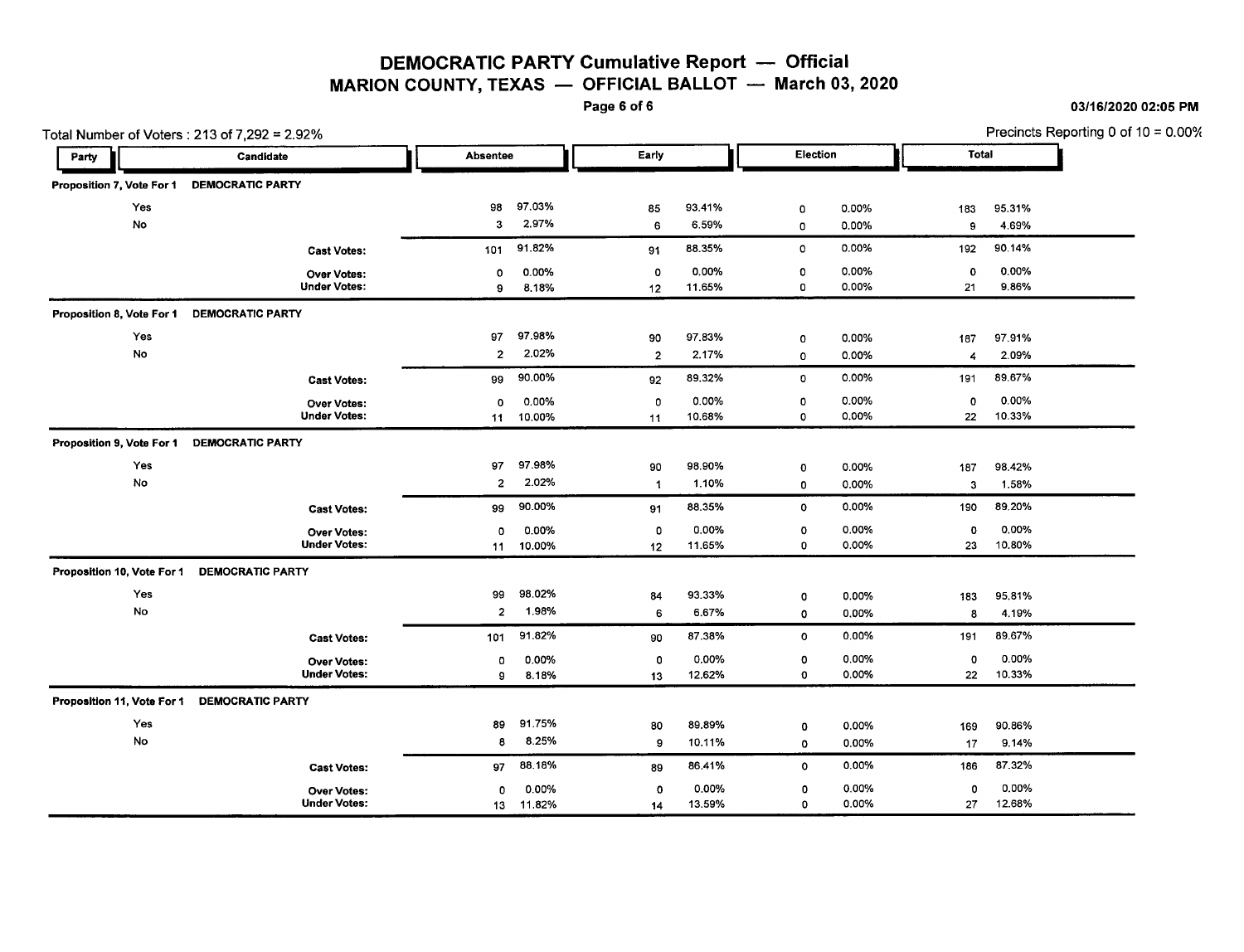# DEMOCRATIC PARTY Cumulative Report — Official

## MARION COUNTY, TEXAS — OFFICIAL BALLOT — March 03, 2020

03/16/2020 02:05 PM

Total Number of Voters : 213 of 7,292 = 2.92%

Precincts Reporting 0 of 10 = 0.00%

| Party | Candidate | Absentee | | Early | | Election | | Total | |
|---|---|---|---|---|---|---|---|---|---|
| **Proposition 7, Vote For 1** | **DEMOCRATIC PARTY** | | | | | | | | |
| Yes | | 98 | 97.03% | 85 | 93.41% | 0 | 0.00% | 183 | 95.31% |
| No | | 3 | 2.97% | 6 | 6.59% | 0 | 0.00% | 9 | 4.69% |
| | **Cast Votes:** | 101 | 91.82% | 91 | 88.35% | 0 | 0.00% | 192 | 90.14% |
| | **Over Votes:** | 0 | 0.00% | 0 | 0.00% | 0 | 0.00% | 0 | 0.00% |
| | **Under Votes:** | 9 | 8.18% | 12 | 11.65% | 0 | 0.00% | 21 | 9.86% |
| **Proposition 8, Vote For 1** | **DEMOCRATIC PARTY** | | | | | | | | |
| Yes | | 97 | 97.98% | 90 | 97.83% | 0 | 0.00% | 187 | 97.91% |
| No | | 2 | 2.02% | 2 | 2.17% | 0 | 0.00% | 4 | 2.09% |
| | **Cast Votes:** | 99 | 90.00% | 92 | 89.32% | 0 | 0.00% | 191 | 89.67% |
| | **Over Votes:** | 0 | 0.00% | 0 | 0.00% | 0 | 0.00% | 0 | 0.00% |
| | **Under Votes:** | 11 | 10.00% | 11 | 10.68% | 0 | 0.00% | 22 | 10.33% |
| **Proposition 9, Vote For 1** | **DEMOCRATIC PARTY** | | | | | | | | |
| Yes | | 97 | 97.98% | 90 | 98.90% | 0 | 0.00% | 187 | 98.42% |
| No | | 2 | 2.02% | 1 | 1.10% | 0 | 0.00% | 3 | 1.58% |
| | **Cast Votes:** | 99 | 90.00% | 91 | 88.35% | 0 | 0.00% | 190 | 89.20% |
| | **Over Votes:** | 0 | 0.00% | 0 | 0.00% | 0 | 0.00% | 0 | 0.00% |
| | **Under Votes:** | 11 | 10.00% | 12 | 11.65% | 0 | 0.00% | 23 | 10.80% |
| **Proposition 10, Vote For 1** | **DEMOCRATIC PARTY** | | | | | | | | |
| Yes | | 99 | 98.02% | 84 | 93.33% | 0 | 0.00% | 183 | 95.81% |
| No | | 2 | 1.98% | 6 | 6.67% | 0 | 0.00% | 8 | 4.19% |
| | **Cast Votes:** | 101 | 91.82% | 90 | 87.38% | 0 | 0.00% | 191 | 89.67% |
| | **Over Votes:** | 0 | 0.00% | 0 | 0.00% | 0 | 0.00% | 0 | 0.00% |
| | **Under Votes:** | 9 | 8.18% | 13 | 12.62% | 0 | 0.00% | 22 | 10.33% |
| **Proposition 11, Vote For 1** | **DEMOCRATIC PARTY** | | | | | | | | |
| Yes | | 89 | 91.75% | 80 | 89.89% | 0 | 0.00% | 169 | 90.86% |
| No | | 8 | 8.25% | 9 | 10.11% | 0 | 0.00% | 17 | 9.14% |
| | **Cast Votes:** | 97 | 88.18% | 89 | 86.41% | 0 | 0.00% | 186 | 87.32% |
| | **Over Votes:** | 0 | 0.00% | 0 | 0.00% | 0 | 0.00% | 0 | 0.00% |
| | **Under Votes:** | 13 | 11.82% | 14 | 13.59% | 0 | 0.00% | 27 | 12.68% |